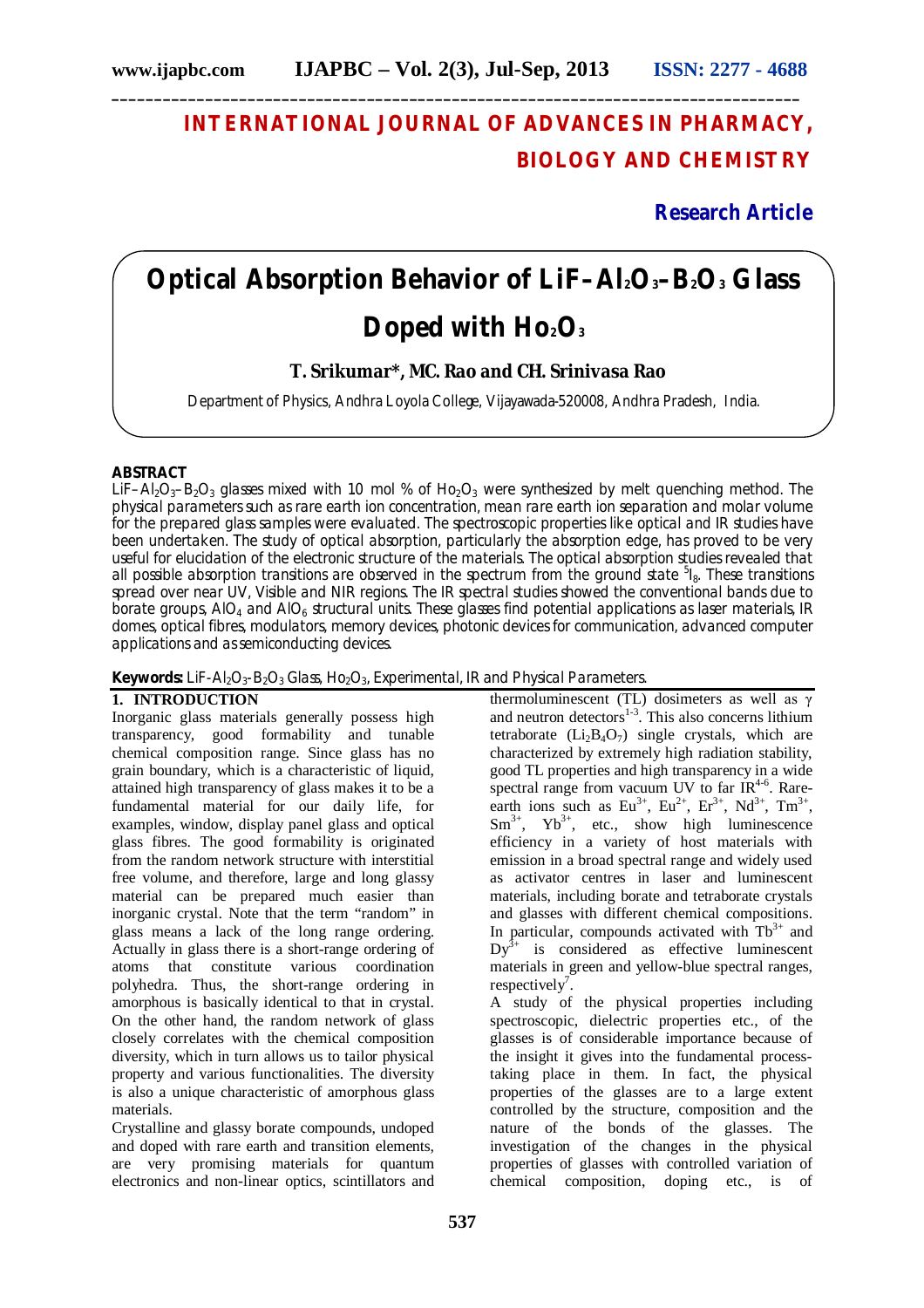# INTERNATIONAL JOURNAL OF ADVANCES IN PHARMACY, BIOLOGY AND CHEMISTRY

**Research Article**

# Optical Absorption Behavior of $LiF–Al_2O_3–B_2O_3$ Glass Doped with $Ho_2O_3$

**T. Srikumar\*, MC. Rao and CH. Srinivasa Rao**

Department of Physics, Andhra Loyola College, Vijayawada-520008, Andhra Pradesh, India.

## ABSTRACT

$LiF–Al_2O_3–B_2O_3$ glasses mixed with 10 mol % of $Ho_2O_3$ were synthesized by melt quenching method. The physical parameters such as rare earth ion concentration, mean rare earth ion separation and molar volume for the prepared glass samples were evaluated. The spectroscopic properties like optical and IR studies have been undertaken. The study of optical absorption, particularly the absorption edge, has proved to be very useful for elucidation of the electronic structure of the materials. The optical absorption studies revealed that all possible absorption transitions are observed in the spectrum from the ground state $^5I_8$. These transitions spread over near UV, Visible and NIR regions. The IR spectral studies showed the conventional bands due to borate groups, $AlO_4$ and $AlO_6$ structural units. These glasses find potential applications as laser materials, IR domes, optical fibres, modulators, memory devices, photonic devices for communication, advanced computer applications and as semiconducting devices.

**Keywords:** $LiF-Al_2O_3-B_2O_3$ Glass, $Ho_2O_3$, Experimental, IR and Physical Parameters.

## 1. INTRODUCTION

Inorganic glass materials generally possess high transparency, good formability and tunable chemical composition range. Since glass has no grain boundary, which is a characteristic of liquid, attained high transparency of glass makes it to be a fundamental material for our daily life, for examples, window, display panel glass and optical glass fibres. The good formability is originated from the random network structure with interstitial free volume, and therefore, large and long glassy material can be prepared much easier than inorganic crystal. Note that the term "random" in glass means a lack of the long range ordering. Actually in glass there is a short-range ordering of atoms that constitute various coordination polyhedra. Thus, the short-range ordering in amorphous is basically identical to that in crystal. On the other hand, the random network of glass closely correlates with the chemical composition diversity, which in turn allows us to tailor physical property and various functionalities. The diversity is also a unique characteristic of amorphous glass materials.

Crystalline and glassy borate compounds, undoped and doped with rare earth and transition elements, are very promising materials for quantum electronics and non-linear optics, scintillators and thermoluminescent (TL) dosimeters as well as $\gamma$ and neutron detectors[1-3]. This also concerns lithium tetraborate ($Li_2B_4O_7$) single crystals, which are characterized by extremely high radiation stability, good TL properties and high transparency in a wide spectral range from vacuum UV to far IR[4-6]. Rare-earth ions such as $Eu^{3+}$, $Eu^{2+}$, $Er^{3+}$, $Nd^{3+}$, $Tm^{3+}$, $Sm^{3+}$, $Yb^{3+}$, etc., show high luminescence efficiency in a variety of host materials with emission in a broad spectral range and widely used as activator centres in laser and luminescent materials, including borate and tetraborate crystals and glasses with different chemical compositions. In particular, compounds activated with $Tb^{3+}$ and $Dy^{3+}$ is considered as effective luminescent materials in green and yellow-blue spectral ranges, respectively[7].

A study of the physical properties including spectroscopic, dielectric properties etc., of the glasses is of considerable importance because of the insight it gives into the fundamental process-taking place in them. In fact, the physical properties of the glasses are to a large extent controlled by the structure, composition and the nature of the bonds of the glasses. The investigation of the changes in the physical properties of glasses with controlled variation of chemical composition, doping etc., is of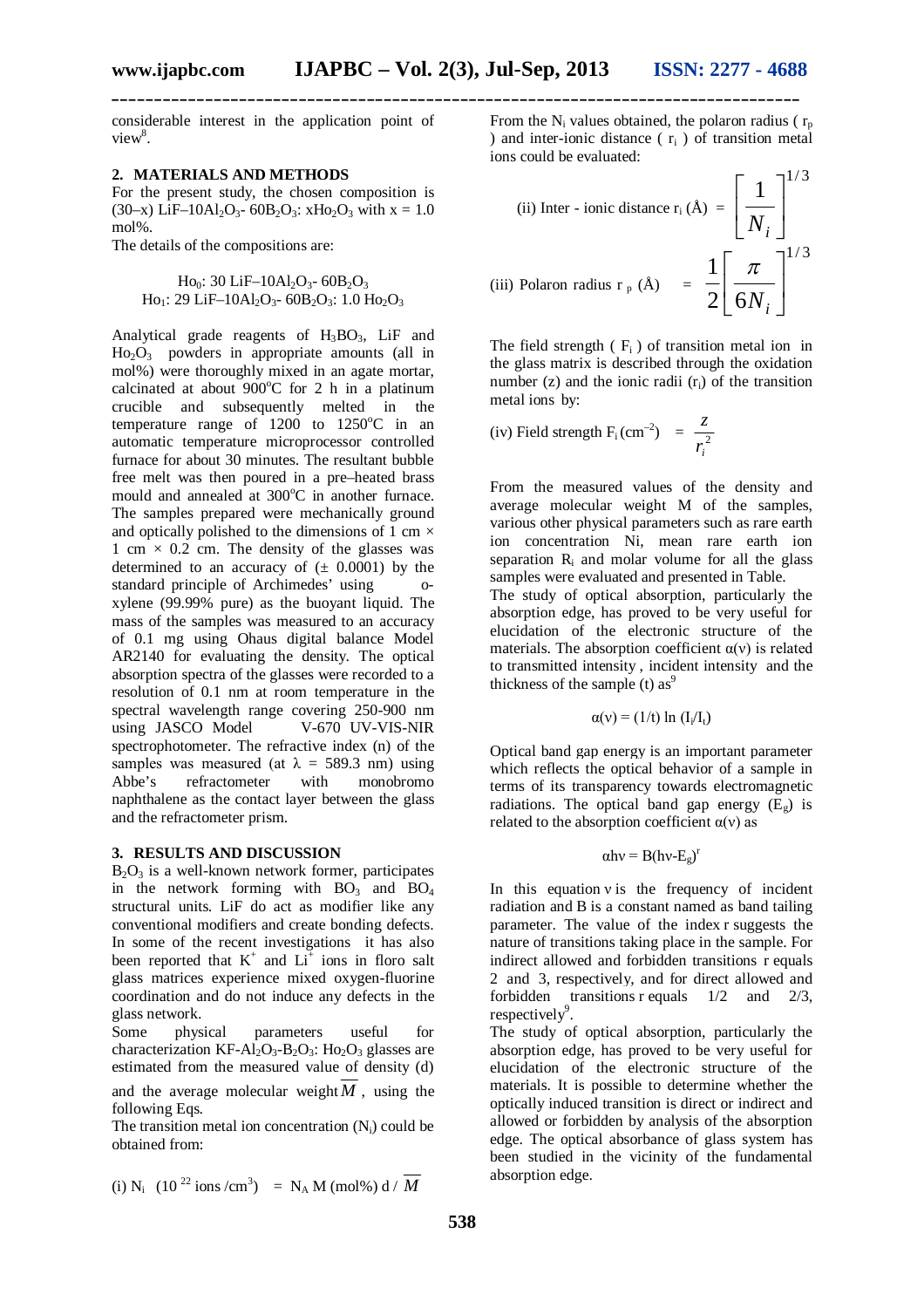considerable interest in the application point of view[8].

## 2. MATERIALS AND METHODS

For the present study, the chosen composition is (30–x) LiF–$10Al_2O_3$- $60B_2O_3$: $xHo_2O_3$ with x = 1.0 mol%.

The details of the compositions are:

$Ho_0$: 30 LiF–$10Al_2O_3$- $60B_2O_3$

$Ho_1$: 29 LiF–$10Al_2O_3$- $60B_2O_3$: 1.0 $Ho_2O_3$

Analytical grade reagents of $H_3BO_3$, LiF and $Ho_2O_3$ powders in appropriate amounts (all in mol%) were thoroughly mixed in an agate mortar, calcinated at about 900°C for 2 h in a platinum crucible and subsequently melted in the temperature range of 1200 to 1250°C in an automatic temperature microprocessor controlled furnace for about 30 minutes. The resultant bubble free melt was then poured in a pre–heated brass mould and annealed at 300°C in another furnace. The samples prepared were mechanically ground and optically polished to the dimensions of 1 cm × 1 cm × 0.2 cm. The density of the glasses was determined to an accuracy of (± 0.0001) by the standard principle of Archimedes' using o-xylene (99.99% pure) as the buoyant liquid. The mass of the samples was measured to an accuracy of 0.1 mg using Ohaus digital balance Model AR2140 for evaluating the density. The optical absorption spectra of the glasses were recorded to a resolution of 0.1 nm at room temperature in the spectral wavelength range covering 250-900 nm using JASCO Model V-670 UV-VIS-NIR spectrophotometer. The refractive index (n) of the samples was measured (at λ = 589.3 nm) using Abbe's refractometer with monobromo naphthalene as the contact layer between the glass and the refractometer prism.

## 3. RESULTS AND DISCUSSION

$B_2O_3$ is a well-known network former, participates in the network forming with $BO_3$ and $BO_4$ structural units. LiF do act as modifier like any conventional modifiers and create bonding defects. In some of the recent investigations it has also been reported that $K^+$ and $Li^+$ ions in floro salt glass matrices experience mixed oxygen-fluorine coordination and do not induce any defects in the glass network.

Some physical parameters useful for characterization KF-$Al_2O_3$-$B_2O_3$: $Ho_2O_3$ glasses are estimated from the measured value of density (d) and the average molecular weight $\overline{M}$, using the following Eqs.

The transition metal ion concentration ($N_i$) could be obtained from:

(i) $N_i$ ($10^{22}$ ions/cm$^3$) = $N_A$ M (mol%) d / $\overline{M}$

From the $N_i$ values obtained, the polaron radius ( $r_p$ ) and inter-ionic distance ( $r_i$ ) of transition metal ions could be evaluated:

(ii) Inter - ionic distance $r_i$ (Å) $= \left[\dfrac{1}{N_i}\right]^{1/3}$

(iii) Polaron radius $r_p$ (Å) $= \dfrac{1}{2}\left[\dfrac{\pi}{6N_i}\right]^{1/3}$

The field strength ( $F_i$ ) of transition metal ion in the glass matrix is described through the oxidation number (z) and the ionic radii ($r_i$) of the transition metal ions by:

(iv) Field strength $F_i$ (cm$^{-2}$) $= \dfrac{z}{r_i^2}$

From the measured values of the density and average molecular weight M of the samples, various other physical parameters such as rare earth ion concentration Ni, mean rare earth ion separation $R_i$ and molar volume for all the glass samples were evaluated and presented in Table.

The study of optical absorption, particularly the absorption edge, has proved to be very useful for elucidation of the electronic structure of the materials. The absorption coefficient α(ν) is related to transmitted intensity , incident intensity and the thickness of the sample (t) as[9]

$$\alpha(\nu) = (1/t)\ \ln\ (I_i/I_t)$$

Optical band gap energy is an important parameter which reflects the optical behavior of a sample in terms of its transparency towards electromagnetic radiations. The optical band gap energy ($E_g$) is related to the absorption coefficient α(ν) as

$$\alpha h\nu = B(h\nu - E_g)^r$$

In this equation ν is the frequency of incident radiation and B is a constant named as band tailing parameter. The value of the index r suggests the nature of transitions taking place in the sample. For indirect allowed and forbidden transitions r equals 2 and 3, respectively, and for direct allowed and forbidden transitions r equals 1/2 and 2/3, respectively[9].

The study of optical absorption, particularly the absorption edge, has proved to be very useful for elucidation of the electronic structure of the materials. It is possible to determine whether the optically induced transition is direct or indirect and allowed or forbidden by analysis of the absorption edge. The optical absorbance of glass system has been studied in the vicinity of the fundamental absorption edge.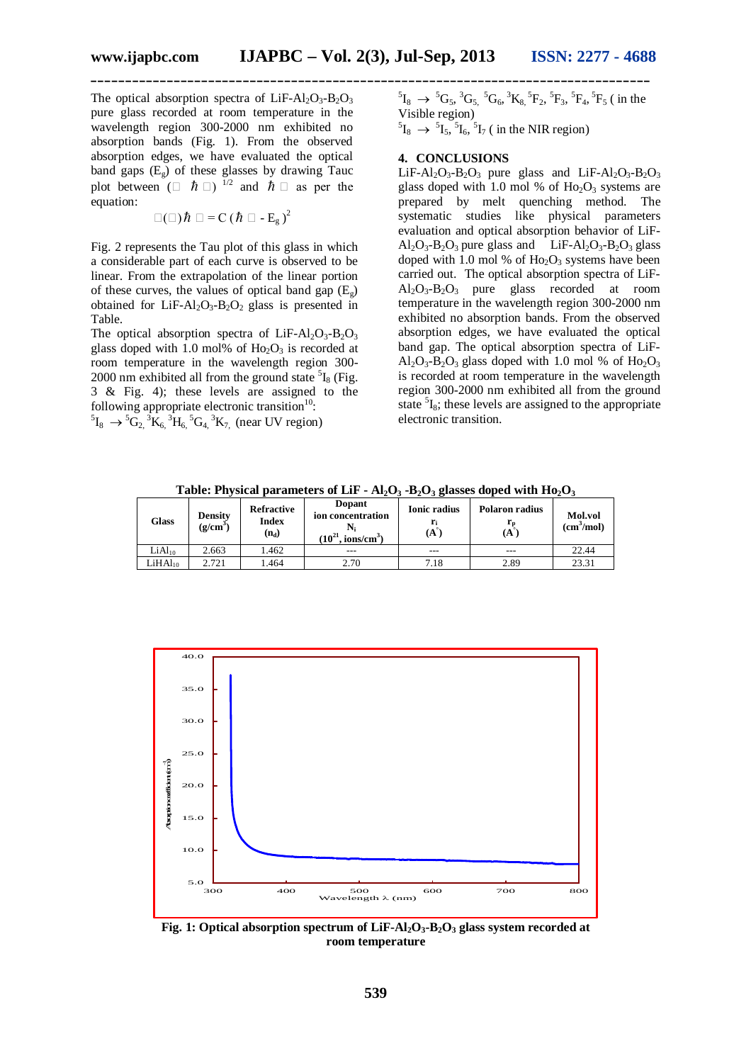The optical absorption spectra of $LiF-Al_2O_3-B_2O_3$ pure glass recorded at room temperature in the wavelength region 300-2000 nm exhibited no absorption bands (Fig. 1). From the observed absorption edges, we have evaluated the optical band gaps ($E_g$) of these glasses by drawing Tauc plot between $(\alpha \hbar \omega)^{1/2}$ and $\hbar \omega$ as per the equation:

$$\alpha(\omega)\hbar\omega = C(\hbar\omega - E_g)^2$$

Fig. 2 represents the Tau plot of this glass in which a considerable part of each curve is observed to be linear. From the extrapolation of the linear portion of these curves, the values of optical band gap ($E_g$) obtained for $LiF-Al_2O_3-B_2O_2$ glass is presented in Table.

The optical absorption spectra of $LiF-Al_2O_3-B_2O_3$ glass doped with 1.0 mol% of $Ho_2O_3$ is recorded at room temperature in the wavelength region 300-2000 nm exhibited all from the ground state $^5I_8$ (Fig. 3 & Fig. 4); these levels are assigned to the following appropriate electronic transition[10]:

$^5I_8 \rightarrow {}^5G_2, {}^3K_6, {}^3H_6, {}^5G_4, {}^3K_7$ (near UV region)

$^5I_8 \rightarrow {}^5G_5, {}^3G_5, {}^5G_6, {}^3K_8, {}^5F_2, {}^5F_3, {}^5F_4, {}^5F_5$ ( in the Visible region)

$^5I_8 \rightarrow {}^5I_5, {}^5I_6, {}^5I_7$ ( in the NIR region)

## 4. CONCLUSIONS

$LiF-Al_2O_3-B_2O_3$ pure glass and $LiF-Al_2O_3-B_2O_3$ glass doped with 1.0 mol % of $Ho_2O_3$ systems are prepared by melt quenching method. The systematic studies like physical parameters evaluation and optical absorption behavior of $LiF-Al_2O_3-B_2O_3$ pure glass and $LiF-Al_2O_3-B_2O_3$ glass doped with 1.0 mol % of $Ho_2O_3$ systems have been carried out. The optical absorption spectra of $LiF-Al_2O_3-B_2O_3$ pure glass recorded at room temperature in the wavelength region 300-2000 nm exhibited no absorption bands. From the observed absorption edges, we have evaluated the optical band gap. The optical absorption spectra of $LiF-Al_2O_3-B_2O_3$ glass doped with 1.0 mol % of $Ho_2O_3$ is recorded at room temperature in the wavelength region 300-2000 nm exhibited all from the ground state $^5I_8$; these levels are assigned to the appropriate electronic transition.

**Table: Physical parameters of $LiF - Al_2O_3 - B_2O_3$ glasses doped with $Ho_2O_3$**

| Glass | Density ($g/cm^3$) | Refractive Index ($n_d$) | Dopant ion concentration $N_i$ ($10^{21}$, ions/$cm^3$) | Ionic radius $r_i$ (A°) | Polaron radius $r_p$ (A°) | Mol.vol ($cm^3$/mol) |
|---|---|---|---|---|---|---|
| $LiAl_{10}$ | 2.663 | 1.462 | --- | --- | --- | 22.44 |
| $LiHAl_{10}$ | 2.721 | 1.464 | 2.70 | 7.18 | 2.89 | 23.31 |

**Fig. 1: Optical absorption spectrum of $LiF-Al_2O_3-B_2O_3$ glass system recorded at room temperature**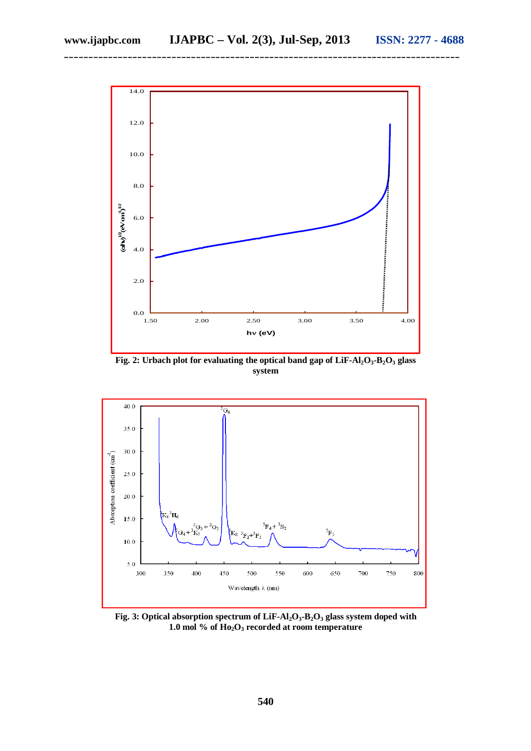**Fig. 2: Urbach plot for evaluating the optical band gap of $LiF$-$Al_2O_3$-$B_2O_3$ glass system**

**Fig. 3: Optical absorption spectrum of $LiF$-$Al_2O_3$-$B_2O_3$ glass system doped with 1.0 mol % of $Ho_2O_3$ recorded at room temperature**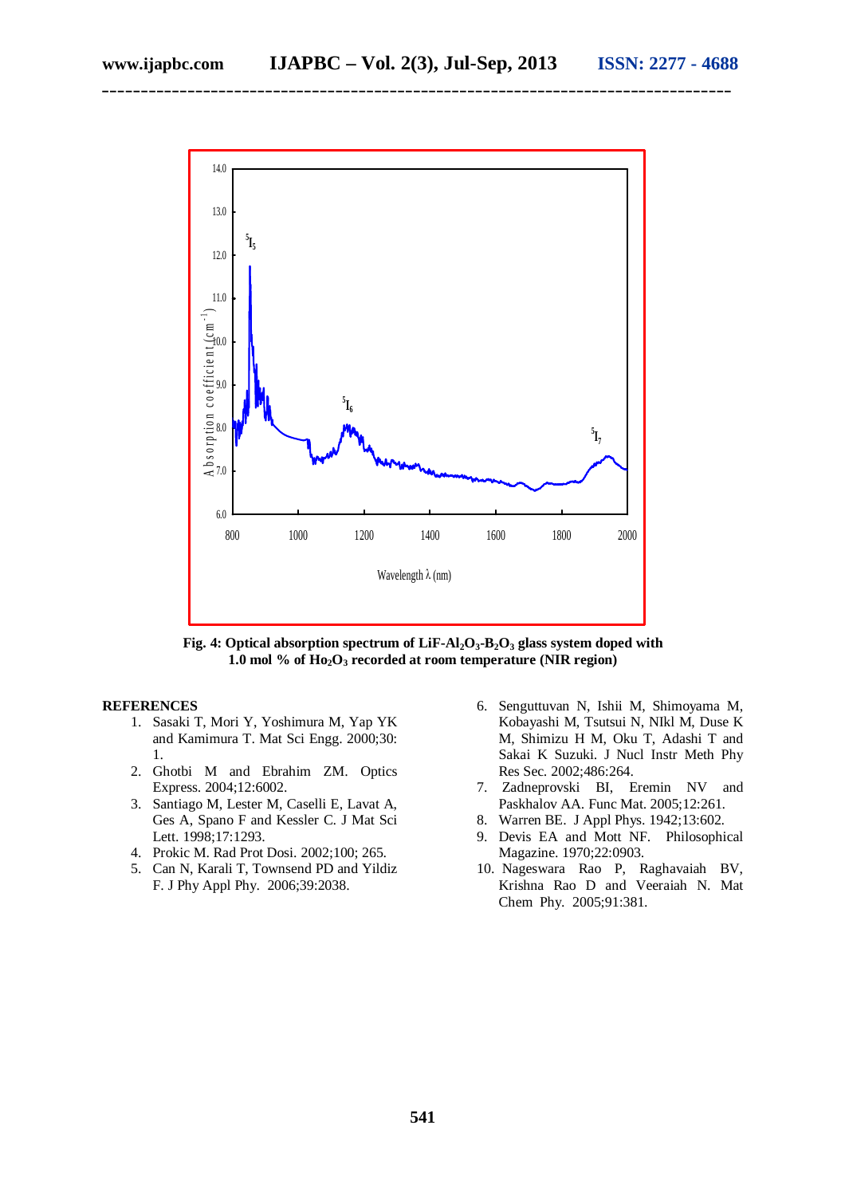14.0

13.0

12.0

11.0

10.0

9.0

8.0

7.0

6.0

Absorption coefficient ($cm^{-1}$)

800 1000 1200 1400 1600 1800 2000

Wavelength λ (nm)

$^5I_5$

$^5I_6$

$^5I_7$

**Fig. 4: Optical absorption spectrum of LiF-$Al_2O_3$-$B_2O_3$ glass system doped with 1.0 mol % of $Ho_2O_3$ recorded at room temperature (NIR region)**

## REFERENCES

1. Sasaki T, Mori Y, Yoshimura M, Yap YK and Kamimura T. Mat Sci Engg. 2000;30: 1.
2. Ghotbi M and Ebrahim ZM. Optics Express. 2004;12:6002.
3. Santiago M, Lester M, Caselli E, Lavat A, Ges A, Spano F and Kessler C. J Mat Sci Lett. 1998;17:1293.
4. Prokic M. Rad Prot Dosi. 2002;100; 265.
5. Can N, Karali T, Townsend PD and Yildiz F. J Phy Appl Phy. 2006;39:2038.
6. Senguttuvan N, Ishii M, Shimoyama M, Kobayashi M, Tsutsui N, NIkl M, Duse K M, Shimizu H M, Oku T, Adashi T and Sakai K Suzuki. J Nucl Instr Meth Phy Res Sec. 2002;486:264.
7. Zadneprovski BI, Eremin NV and Paskhalov AA. Func Mat. 2005;12:261.
8. Warren BE. J Appl Phys. 1942;13:602.
9. Devis EA and Mott NF. Philosophical Magazine. 1970;22:0903.
10. Nageswara Rao P, Raghavaiah BV, Krishna Rao D and Veeraiah N. Mat Chem Phy. 2005;91:381.